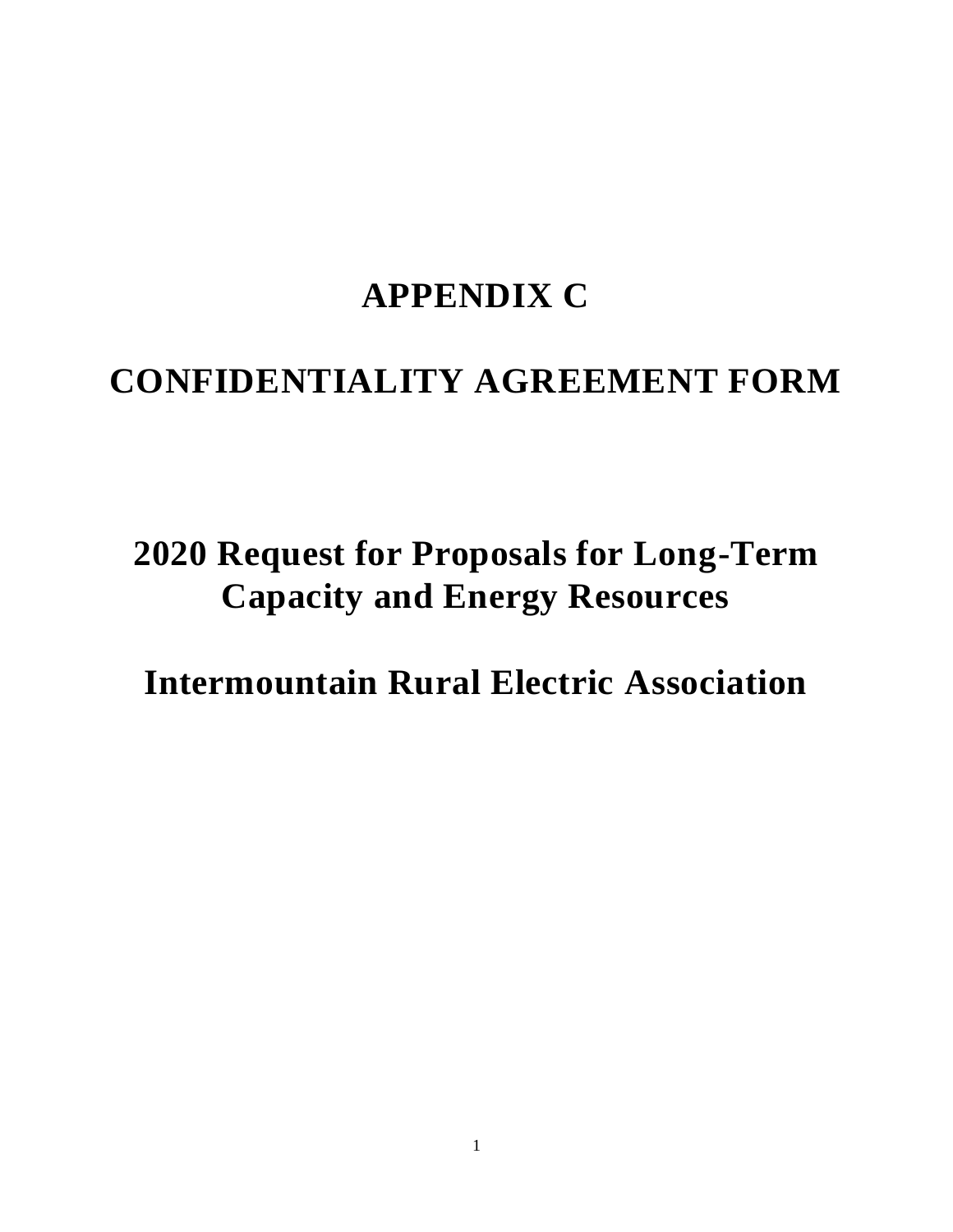# APPENDIX C

# CONFIDENTIALITY AGREEMENT FORM

## 2020 Request for Proposals for Long-Term Capacity and Energy Resources

## Intermountain Rural Electric Association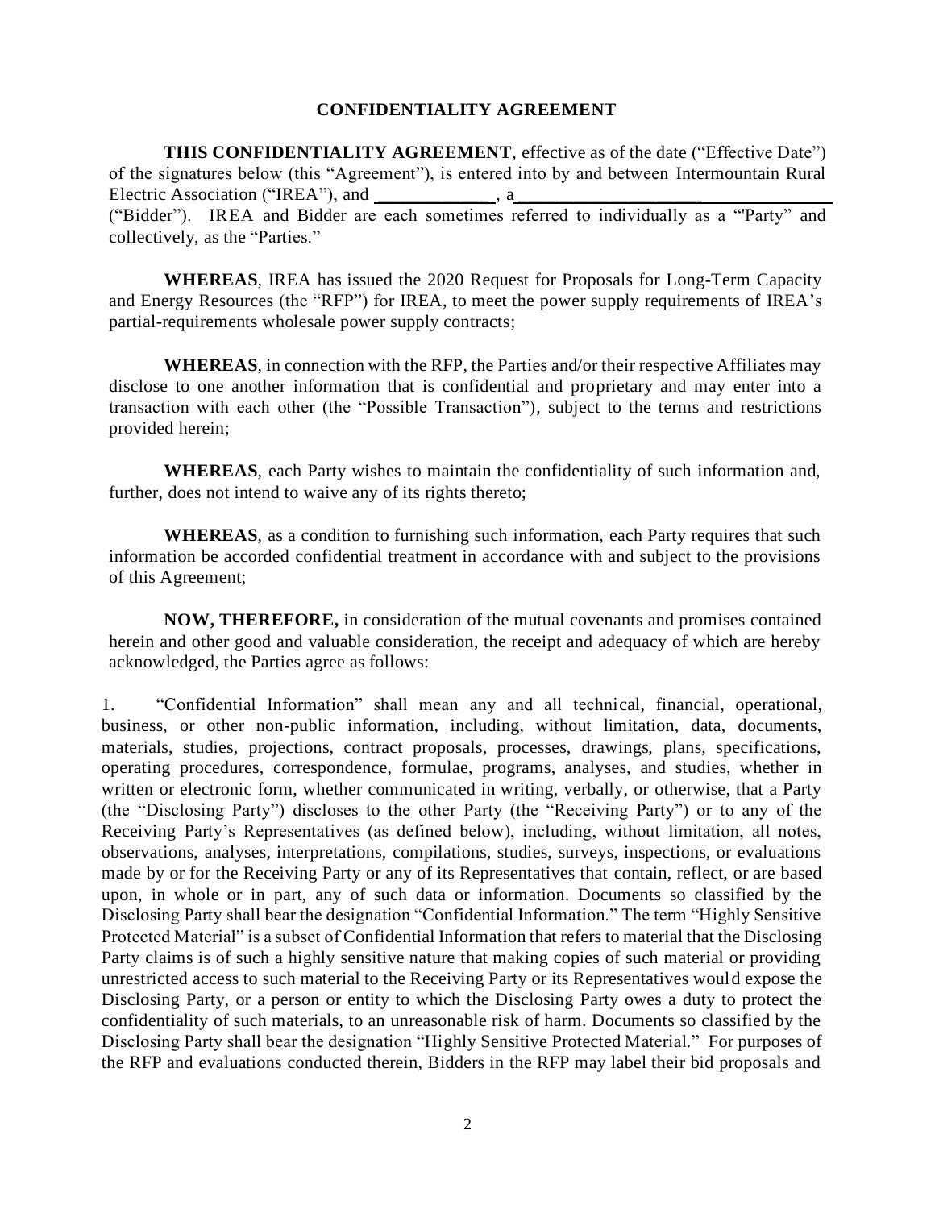**CONFIDENTIALITY AGREEMENT**

**THIS CONFIDENTIALITY AGREEMENT**, effective as of the date ("Effective Date") of the signatures below (this "Agreement"), is entered into by and between Intermountain Rural Electric Association ("IREA"), and _____________, a_____________________ ("Bidder"). IREA and Bidder are each sometimes referred to individually as a "'Party" and collectively, as the "Parties."

**WHEREAS**, IREA has issued the 2020 Request for Proposals for Long-Term Capacity and Energy Resources (the "RFP") for IREA, to meet the power supply requirements of IREA's partial-requirements wholesale power supply contracts;

**WHEREAS**, in connection with the RFP, the Parties and/or their respective Affiliates may disclose to one another information that is confidential and proprietary and may enter into a transaction with each other (the "Possible Transaction"), subject to the terms and restrictions provided herein;

**WHEREAS**, each Party wishes to maintain the confidentiality of such information and, further, does not intend to waive any of its rights thereto;

**WHEREAS**, as a condition to furnishing such information, each Party requires that such information be accorded confidential treatment in accordance with and subject to the provisions of this Agreement;

**NOW, THEREFORE,** in consideration of the mutual covenants and promises contained herein and other good and valuable consideration, the receipt and adequacy of which are hereby acknowledged, the Parties agree as follows:

1. "Confidential Information" shall mean any and all technical, financial, operational, business, or other non-public information, including, without limitation, data, documents, materials, studies, projections, contract proposals, processes, drawings, plans, specifications, operating procedures, correspondence, formulae, programs, analyses, and studies, whether in written or electronic form, whether communicated in writing, verbally, or otherwise, that a Party (the "Disclosing Party") discloses to the other Party (the "Receiving Party") or to any of the Receiving Party's Representatives (as defined below), including, without limitation, all notes, observations, analyses, interpretations, compilations, studies, surveys, inspections, or evaluations made by or for the Receiving Party or any of its Representatives that contain, reflect, or are based upon, in whole or in part, any of such data or information. Documents so classified by the Disclosing Party shall bear the designation "Confidential Information." The term "Highly Sensitive Protected Material" is a subset of Confidential Information that refers to material that the Disclosing Party claims is of such a highly sensitive nature that making copies of such material or providing unrestricted access to such material to the Receiving Party or its Representatives would expose the Disclosing Party, or a person or entity to which the Disclosing Party owes a duty to protect the confidentiality of such materials, to an unreasonable risk of harm. Documents so classified by the Disclosing Party shall bear the designation "Highly Sensitive Protected Material." For purposes of the RFP and evaluations conducted therein, Bidders in the RFP may label their bid proposals and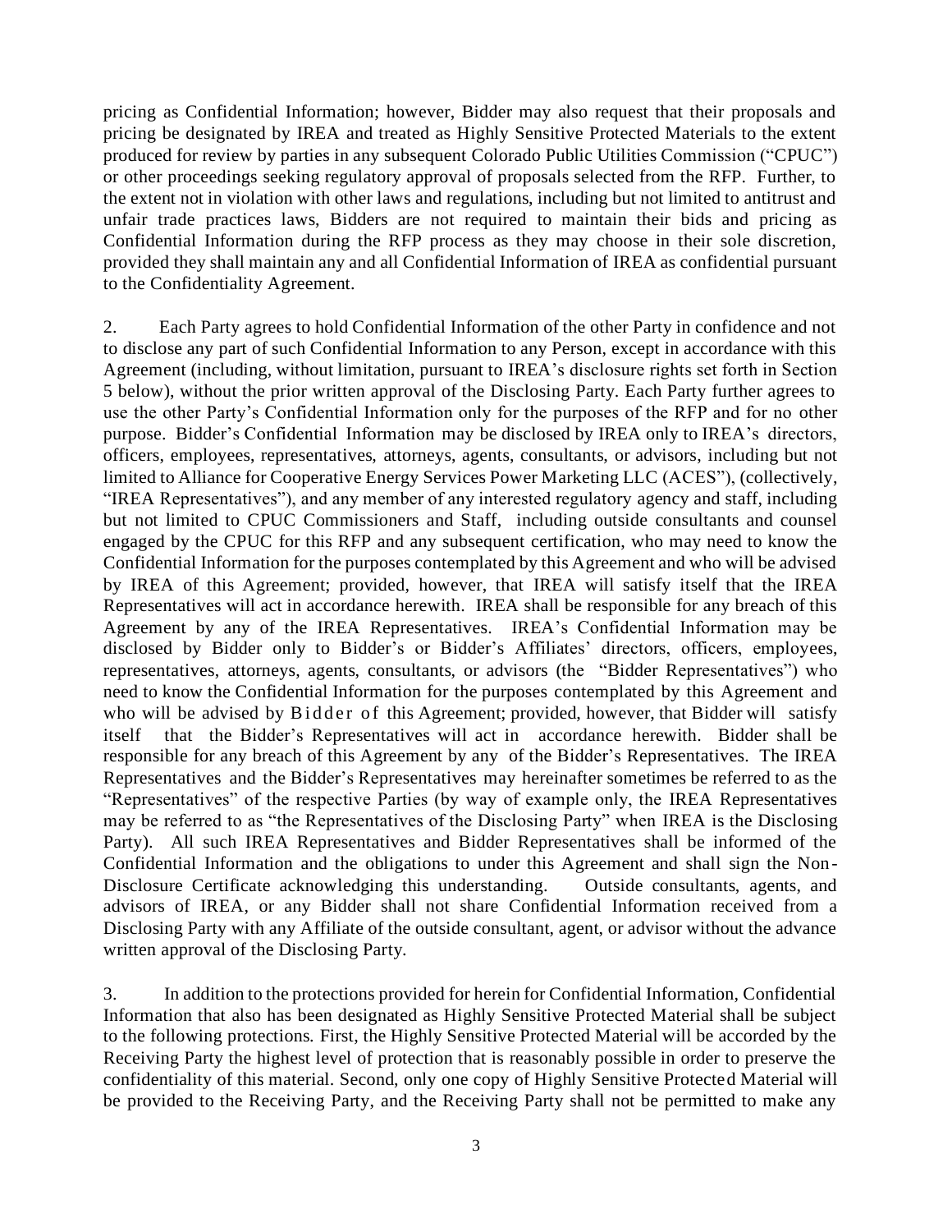pricing as Confidential Information; however, Bidder may also request that their proposals and pricing be designated by IREA and treated as Highly Sensitive Protected Materials to the extent produced for review by parties in any subsequent Colorado Public Utilities Commission ("CPUC") or other proceedings seeking regulatory approval of proposals selected from the RFP. Further, to the extent not in violation with other laws and regulations, including but not limited to antitrust and unfair trade practices laws, Bidders are not required to maintain their bids and pricing as Confidential Information during the RFP process as they may choose in their sole discretion, provided they shall maintain any and all Confidential Information of IREA as confidential pursuant to the Confidentiality Agreement.

2. Each Party agrees to hold Confidential Information of the other Party in confidence and not to disclose any part of such Confidential Information to any Person, except in accordance with this Agreement (including, without limitation, pursuant to IREA's disclosure rights set forth in Section 5 below), without the prior written approval of the Disclosing Party. Each Party further agrees to use the other Party's Confidential Information only for the purposes of the RFP and for no other purpose. Bidder's Confidential Information may be disclosed by IREA only to IREA's directors, officers, employees, representatives, attorneys, agents, consultants, or advisors, including but not limited to Alliance for Cooperative Energy Services Power Marketing LLC (ACES"), (collectively, "IREA Representatives"), and any member of any interested regulatory agency and staff, including but not limited to CPUC Commissioners and Staff, including outside consultants and counsel engaged by the CPUC for this RFP and any subsequent certification, who may need to know the Confidential Information for the purposes contemplated by this Agreement and who will be advised by IREA of this Agreement; provided, however, that IREA will satisfy itself that the IREA Representatives will act in accordance herewith. IREA shall be responsible for any breach of this Agreement by any of the IREA Representatives. IREA's Confidential Information may be disclosed by Bidder only to Bidder's or Bidder's Affiliates' directors, officers, employees, representatives, attorneys, agents, consultants, or advisors (the "Bidder Representatives") who need to know the Confidential Information for the purposes contemplated by this Agreement and who will be advised by Bidder of this Agreement; provided, however, that Bidder will satisfy itself that the Bidder's Representatives will act in accordance herewith. Bidder shall be responsible for any breach of this Agreement by any of the Bidder's Representatives. The IREA Representatives and the Bidder's Representatives may hereinafter sometimes be referred to as the "Representatives" of the respective Parties (by way of example only, the IREA Representatives may be referred to as "the Representatives of the Disclosing Party" when IREA is the Disclosing Party). All such IREA Representatives and Bidder Representatives shall be informed of the Confidential Information and the obligations to under this Agreement and shall sign the Non-Disclosure Certificate acknowledging this understanding. Outside consultants, agents, and advisors of IREA, or any Bidder shall not share Confidential Information received from a Disclosing Party with any Affiliate of the outside consultant, agent, or advisor without the advance written approval of the Disclosing Party.

3. In addition to the protections provided for herein for Confidential Information, Confidential Information that also has been designated as Highly Sensitive Protected Material shall be subject to the following protections. First, the Highly Sensitive Protected Material will be accorded by the Receiving Party the highest level of protection that is reasonably possible in order to preserve the confidentiality of this material. Second, only one copy of Highly Sensitive Protected Material will be provided to the Receiving Party, and the Receiving Party shall not be permitted to make any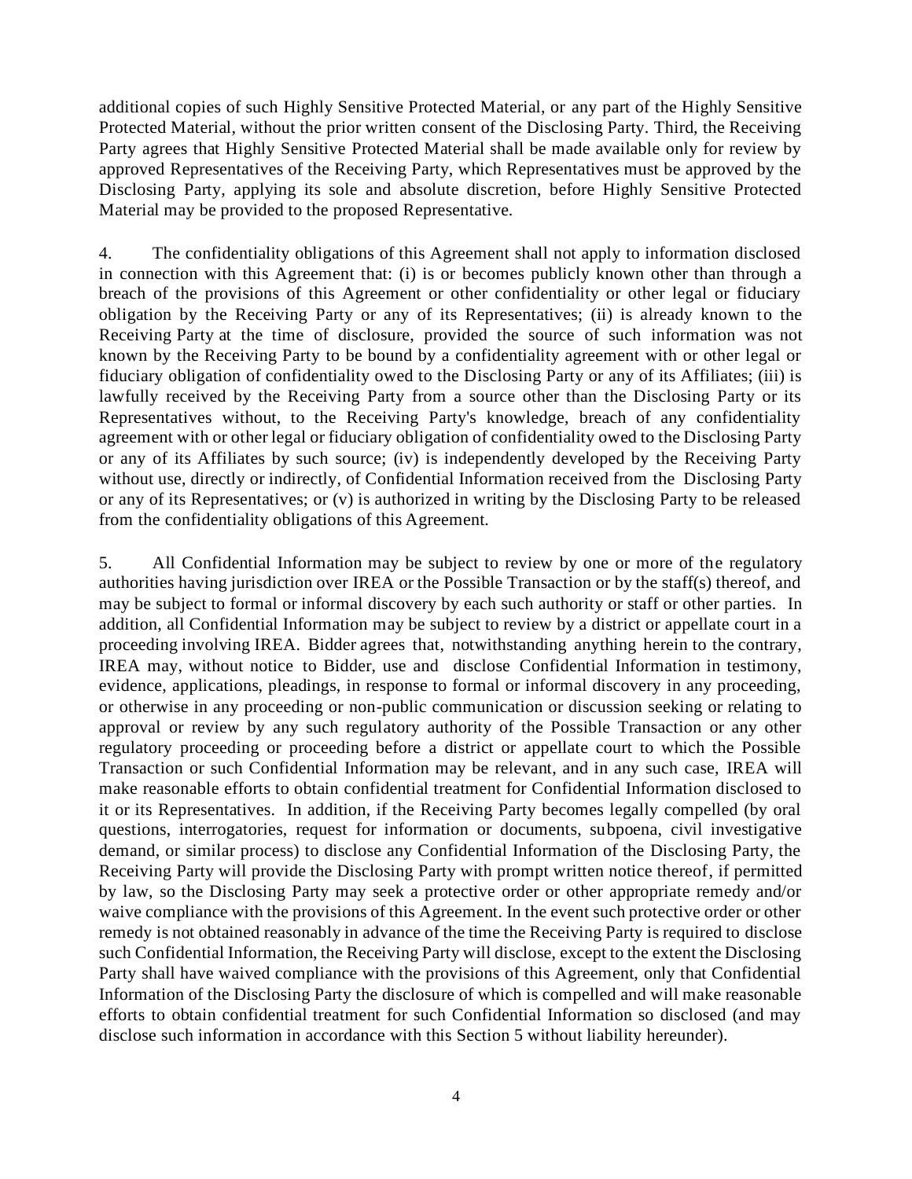additional copies of such Highly Sensitive Protected Material, or any part of the Highly Sensitive Protected Material, without the prior written consent of the Disclosing Party. Third, the Receiving Party agrees that Highly Sensitive Protected Material shall be made available only for review by approved Representatives of the Receiving Party, which Representatives must be approved by the Disclosing Party, applying its sole and absolute discretion, before Highly Sensitive Protected Material may be provided to the proposed Representative.

4. The confidentiality obligations of this Agreement shall not apply to information disclosed in connection with this Agreement that: (i) is or becomes publicly known other than through a breach of the provisions of this Agreement or other confidentiality or other legal or fiduciary obligation by the Receiving Party or any of its Representatives; (ii) is already known to the Receiving Party at the time of disclosure, provided the source of such information was not known by the Receiving Party to be bound by a confidentiality agreement with or other legal or fiduciary obligation of confidentiality owed to the Disclosing Party or any of its Affiliates; (iii) is lawfully received by the Receiving Party from a source other than the Disclosing Party or its Representatives without, to the Receiving Party's knowledge, breach of any confidentiality agreement with or other legal or fiduciary obligation of confidentiality owed to the Disclosing Party or any of its Affiliates by such source; (iv) is independently developed by the Receiving Party without use, directly or indirectly, of Confidential Information received from the Disclosing Party or any of its Representatives; or (v) is authorized in writing by the Disclosing Party to be released from the confidentiality obligations of this Agreement.

5. All Confidential Information may be subject to review by one or more of the regulatory authorities having jurisdiction over IREA or the Possible Transaction or by the staff(s) thereof, and may be subject to formal or informal discovery by each such authority or staff or other parties. In addition, all Confidential Information may be subject to review by a district or appellate court in a proceeding involving IREA. Bidder agrees that, notwithstanding anything herein to the contrary, IREA may, without notice to Bidder, use and disclose Confidential Information in testimony, evidence, applications, pleadings, in response to formal or informal discovery in any proceeding, or otherwise in any proceeding or non-public communication or discussion seeking or relating to approval or review by any such regulatory authority of the Possible Transaction or any other regulatory proceeding or proceeding before a district or appellate court to which the Possible Transaction or such Confidential Information may be relevant, and in any such case, IREA will make reasonable efforts to obtain confidential treatment for Confidential Information disclosed to it or its Representatives. In addition, if the Receiving Party becomes legally compelled (by oral questions, interrogatories, request for information or documents, subpoena, civil investigative demand, or similar process) to disclose any Confidential Information of the Disclosing Party, the Receiving Party will provide the Disclosing Party with prompt written notice thereof, if permitted by law, so the Disclosing Party may seek a protective order or other appropriate remedy and/or waive compliance with the provisions of this Agreement. In the event such protective order or other remedy is not obtained reasonably in advance of the time the Receiving Party is required to disclose such Confidential Information, the Receiving Party will disclose, except to the extent the Disclosing Party shall have waived compliance with the provisions of this Agreement, only that Confidential Information of the Disclosing Party the disclosure of which is compelled and will make reasonable efforts to obtain confidential treatment for such Confidential Information so disclosed (and may disclose such information in accordance with this Section 5 without liability hereunder).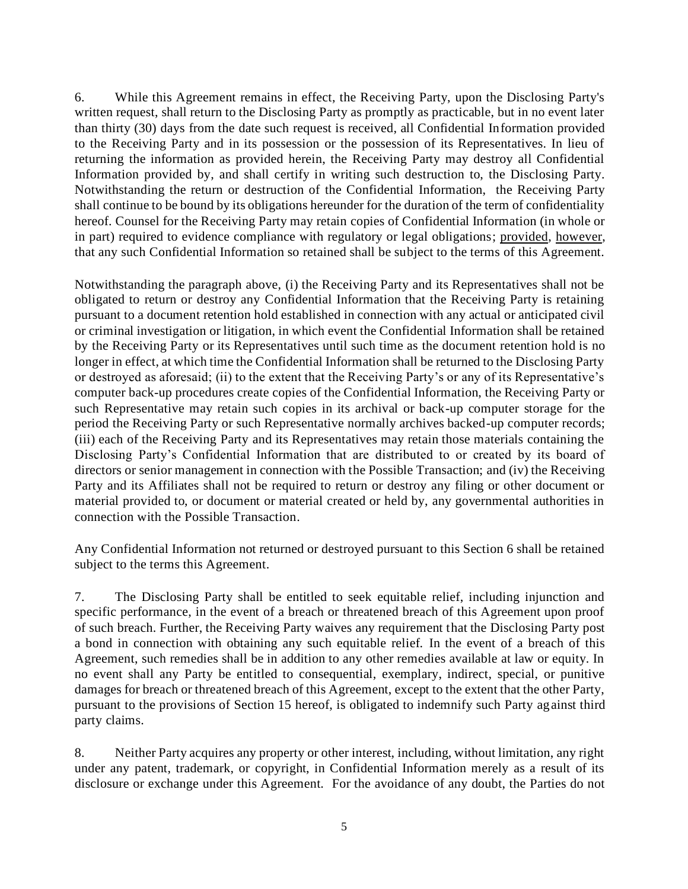6. While this Agreement remains in effect, the Receiving Party, upon the Disclosing Party's written request, shall return to the Disclosing Party as promptly as practicable, but in no event later than thirty (30) days from the date such request is received, all Confidential Information provided to the Receiving Party and in its possession or the possession of its Representatives. In lieu of returning the information as provided herein, the Receiving Party may destroy all Confidential Information provided by, and shall certify in writing such destruction to, the Disclosing Party. Notwithstanding the return or destruction of the Confidential Information, the Receiving Party shall continue to be bound by its obligations hereunder for the duration of the term of confidentiality hereof. Counsel for the Receiving Party may retain copies of Confidential Information (in whole or in part) required to evidence compliance with regulatory or legal obligations; provided, however, that any such Confidential Information so retained shall be subject to the terms of this Agreement.

Notwithstanding the paragraph above, (i) the Receiving Party and its Representatives shall not be obligated to return or destroy any Confidential Information that the Receiving Party is retaining pursuant to a document retention hold established in connection with any actual or anticipated civil or criminal investigation or litigation, in which event the Confidential Information shall be retained by the Receiving Party or its Representatives until such time as the document retention hold is no longer in effect, at which time the Confidential Information shall be returned to the Disclosing Party or destroyed as aforesaid; (ii) to the extent that the Receiving Party's or any of its Representative's computer back-up procedures create copies of the Confidential Information, the Receiving Party or such Representative may retain such copies in its archival or back-up computer storage for the period the Receiving Party or such Representative normally archives backed-up computer records; (iii) each of the Receiving Party and its Representatives may retain those materials containing the Disclosing Party's Confidential Information that are distributed to or created by its board of directors or senior management in connection with the Possible Transaction; and (iv) the Receiving Party and its Affiliates shall not be required to return or destroy any filing or other document or material provided to, or document or material created or held by, any governmental authorities in connection with the Possible Transaction.

Any Confidential Information not returned or destroyed pursuant to this Section 6 shall be retained subject to the terms this Agreement.

7. The Disclosing Party shall be entitled to seek equitable relief, including injunction and specific performance, in the event of a breach or threatened breach of this Agreement upon proof of such breach. Further, the Receiving Party waives any requirement that the Disclosing Party post a bond in connection with obtaining any such equitable relief. In the event of a breach of this Agreement, such remedies shall be in addition to any other remedies available at law or equity. In no event shall any Party be entitled to consequential, exemplary, indirect, special, or punitive damages for breach or threatened breach of this Agreement, except to the extent that the other Party, pursuant to the provisions of Section 15 hereof, is obligated to indemnify such Party against third party claims.

8. Neither Party acquires any property or other interest, including, without limitation, any right under any patent, trademark, or copyright, in Confidential Information merely as a result of its disclosure or exchange under this Agreement. For the avoidance of any doubt, the Parties do not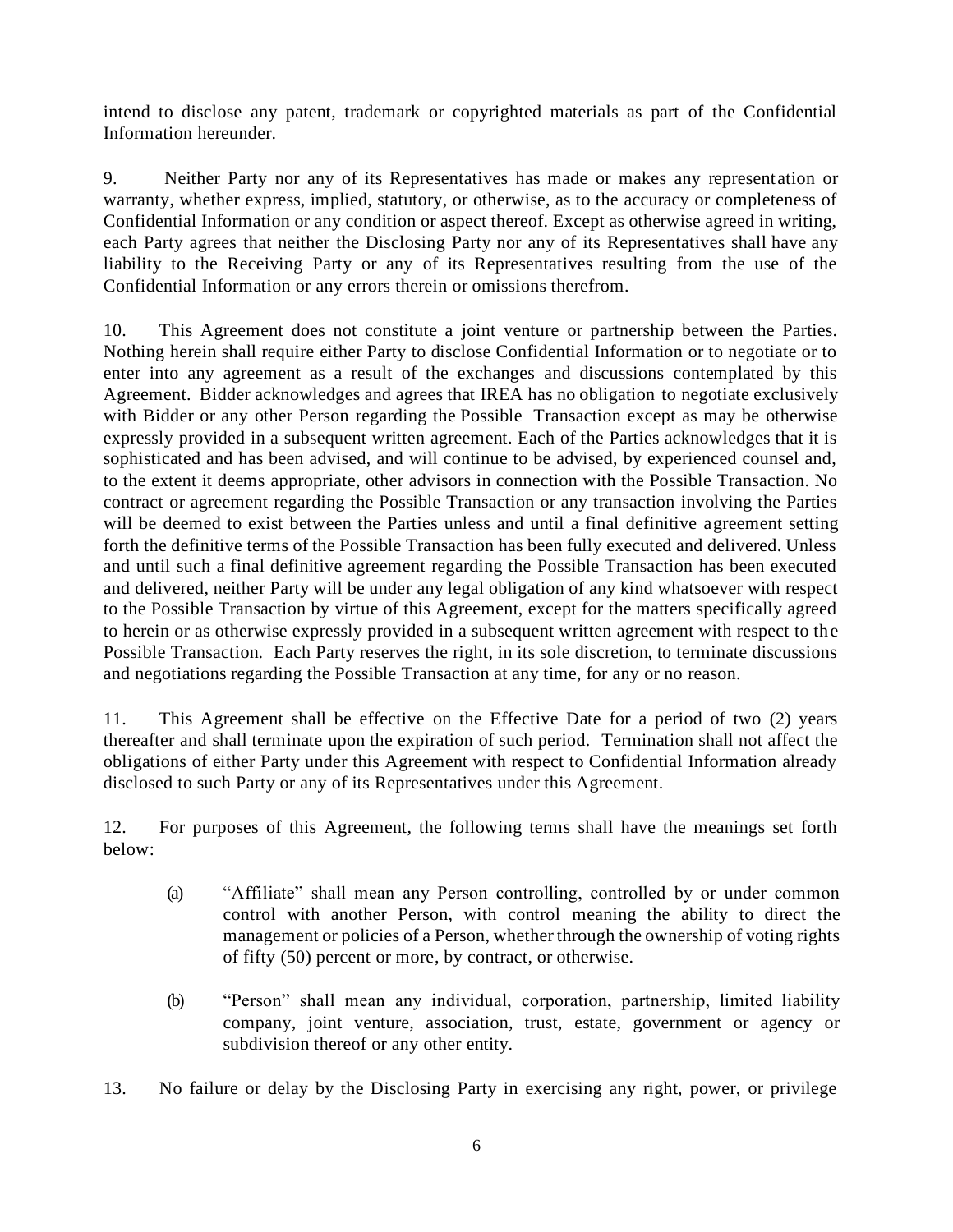intend to disclose any patent, trademark or copyrighted materials as part of the Confidential Information hereunder.

9. Neither Party nor any of its Representatives has made or makes any representation or warranty, whether express, implied, statutory, or otherwise, as to the accuracy or completeness of Confidential Information or any condition or aspect thereof. Except as otherwise agreed in writing, each Party agrees that neither the Disclosing Party nor any of its Representatives shall have any liability to the Receiving Party or any of its Representatives resulting from the use of the Confidential Information or any errors therein or omissions therefrom.

10. This Agreement does not constitute a joint venture or partnership between the Parties. Nothing herein shall require either Party to disclose Confidential Information or to negotiate or to enter into any agreement as a result of the exchanges and discussions contemplated by this Agreement. Bidder acknowledges and agrees that IREA has no obligation to negotiate exclusively with Bidder or any other Person regarding the Possible Transaction except as may be otherwise expressly provided in a subsequent written agreement. Each of the Parties acknowledges that it is sophisticated and has been advised, and will continue to be advised, by experienced counsel and, to the extent it deems appropriate, other advisors in connection with the Possible Transaction. No contract or agreement regarding the Possible Transaction or any transaction involving the Parties will be deemed to exist between the Parties unless and until a final definitive agreement setting forth the definitive terms of the Possible Transaction has been fully executed and delivered. Unless and until such a final definitive agreement regarding the Possible Transaction has been executed and delivered, neither Party will be under any legal obligation of any kind whatsoever with respect to the Possible Transaction by virtue of this Agreement, except for the matters specifically agreed to herein or as otherwise expressly provided in a subsequent written agreement with respect to the Possible Transaction. Each Party reserves the right, in its sole discretion, to terminate discussions and negotiations regarding the Possible Transaction at any time, for any or no reason.

11. This Agreement shall be effective on the Effective Date for a period of two (2) years thereafter and shall terminate upon the expiration of such period. Termination shall not affect the obligations of either Party under this Agreement with respect to Confidential Information already disclosed to such Party or any of its Representatives under this Agreement.

12. For purposes of this Agreement, the following terms shall have the meanings set forth below:

(a) "Affiliate" shall mean any Person controlling, controlled by or under common control with another Person, with control meaning the ability to direct the management or policies of a Person, whether through the ownership of voting rights of fifty (50) percent or more, by contract, or otherwise.

(b) "Person" shall mean any individual, corporation, partnership, limited liability company, joint venture, association, trust, estate, government or agency or subdivision thereof or any other entity.

13. No failure or delay by the Disclosing Party in exercising any right, power, or privilege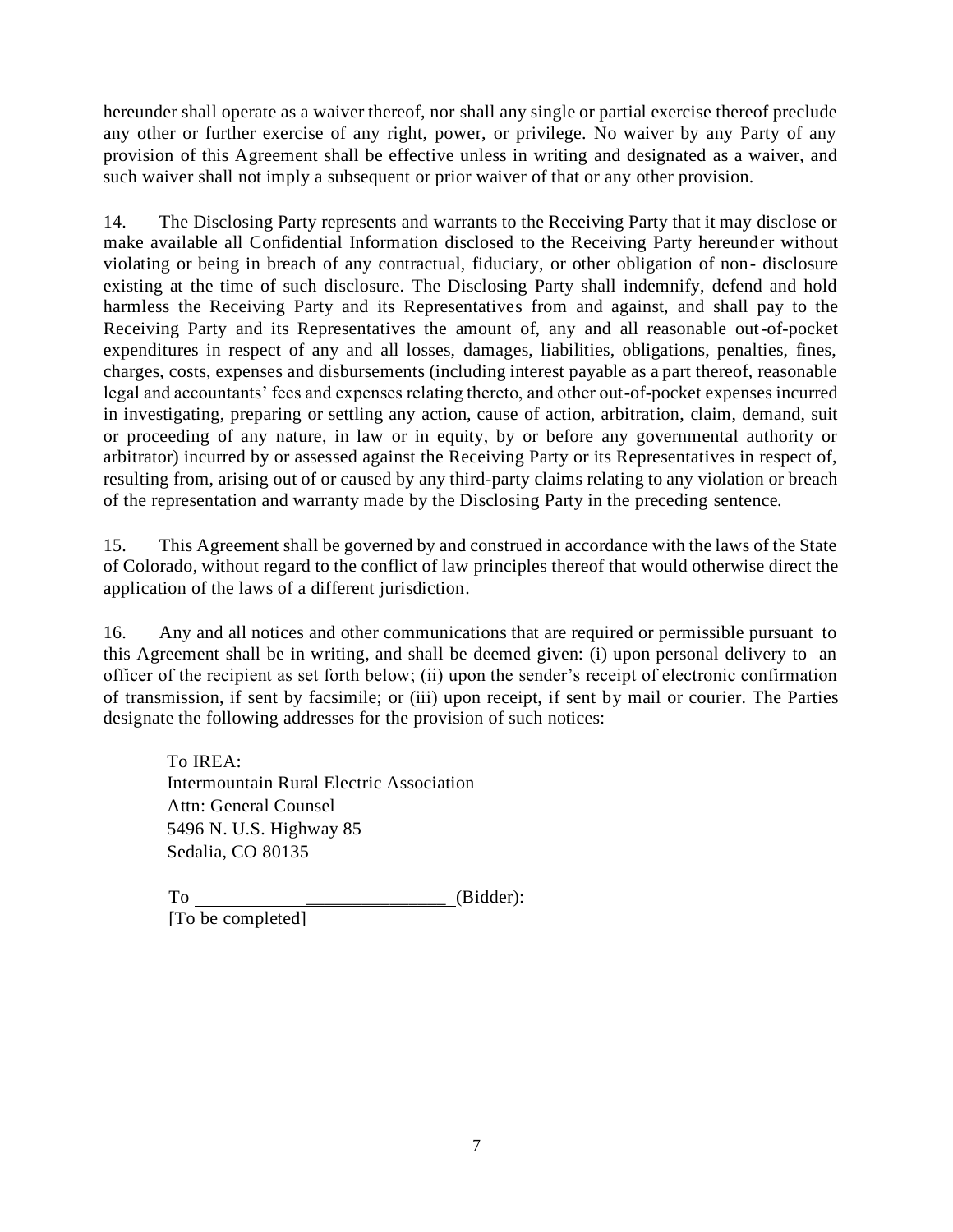hereunder shall operate as a waiver thereof, nor shall any single or partial exercise thereof preclude any other or further exercise of any right, power, or privilege. No waiver by any Party of any provision of this Agreement shall be effective unless in writing and designated as a waiver, and such waiver shall not imply a subsequent or prior waiver of that or any other provision.

14. The Disclosing Party represents and warrants to the Receiving Party that it may disclose or make available all Confidential Information disclosed to the Receiving Party hereunder without violating or being in breach of any contractual, fiduciary, or other obligation of non- disclosure existing at the time of such disclosure. The Disclosing Party shall indemnify, defend and hold harmless the Receiving Party and its Representatives from and against, and shall pay to the Receiving Party and its Representatives the amount of, any and all reasonable out-of-pocket expenditures in respect of any and all losses, damages, liabilities, obligations, penalties, fines, charges, costs, expenses and disbursements (including interest payable as a part thereof, reasonable legal and accountants' fees and expenses relating thereto, and other out-of-pocket expenses incurred in investigating, preparing or settling any action, cause of action, arbitration, claim, demand, suit or proceeding of any nature, in law or in equity, by or before any governmental authority or arbitrator) incurred by or assessed against the Receiving Party or its Representatives in respect of, resulting from, arising out of or caused by any third-party claims relating to any violation or breach of the representation and warranty made by the Disclosing Party in the preceding sentence.

15. This Agreement shall be governed by and construed in accordance with the laws of the State of Colorado, without regard to the conflict of law principles thereof that would otherwise direct the application of the laws of a different jurisdiction.

16. Any and all notices and other communications that are required or permissible pursuant to this Agreement shall be in writing, and shall be deemed given: (i) upon personal delivery to an officer of the recipient as set forth below; (ii) upon the sender's receipt of electronic confirmation of transmission, if sent by facsimile; or (iii) upon receipt, if sent by mail or courier. The Parties designate the following addresses for the provision of such notices:

To IREA:
Intermountain Rural Electric Association
Attn: General Counsel
5496 N. U.S. Highway 85
Sedalia, CO 80135

To ___________________________ (Bidder):
[To be completed]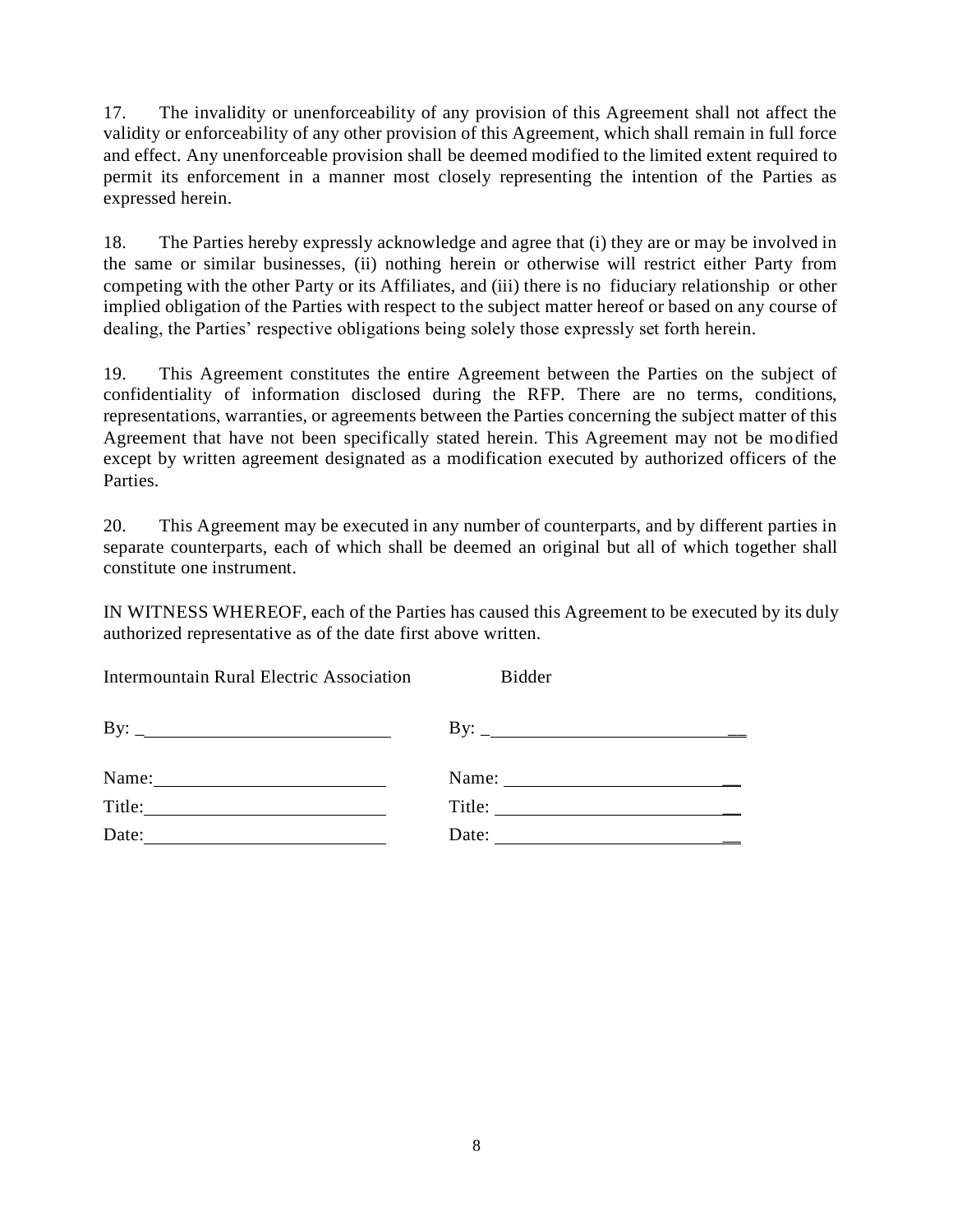17. The invalidity or unenforceability of any provision of this Agreement shall not affect the validity or enforceability of any other provision of this Agreement, which shall remain in full force and effect. Any unenforceable provision shall be deemed modified to the limited extent required to permit its enforcement in a manner most closely representing the intention of the Parties as expressed herein.

18. The Parties hereby expressly acknowledge and agree that (i) they are or may be involved in the same or similar businesses, (ii) nothing herein or otherwise will restrict either Party from competing with the other Party or its Affiliates, and (iii) there is no fiduciary relationship or other implied obligation of the Parties with respect to the subject matter hereof or based on any course of dealing, the Parties' respective obligations being solely those expressly set forth herein.

19. This Agreement constitutes the entire Agreement between the Parties on the subject of confidentiality of information disclosed during the RFP. There are no terms, conditions, representations, warranties, or agreements between the Parties concerning the subject matter of this Agreement that have not been specifically stated herein. This Agreement may not be modified except by written agreement designated as a modification executed by authorized officers of the Parties.

20. This Agreement may be executed in any number of counterparts, and by different parties in separate counterparts, each of which shall be deemed an original but all of which together shall constitute one instrument.

IN WITNESS WHEREOF, each of the Parties has caused this Agreement to be executed by its duly authorized representative as of the date first above written.

| Intermountain Rural Electric Association | Bidder |
|---|---|
| By: ____________________________ | By: ____________________________ |
| Name: __________________________ | Name: __________________________ |
| Title: ___________________________ | Title: ___________________________ |
| Date: ___________________________ | Date: ___________________________ |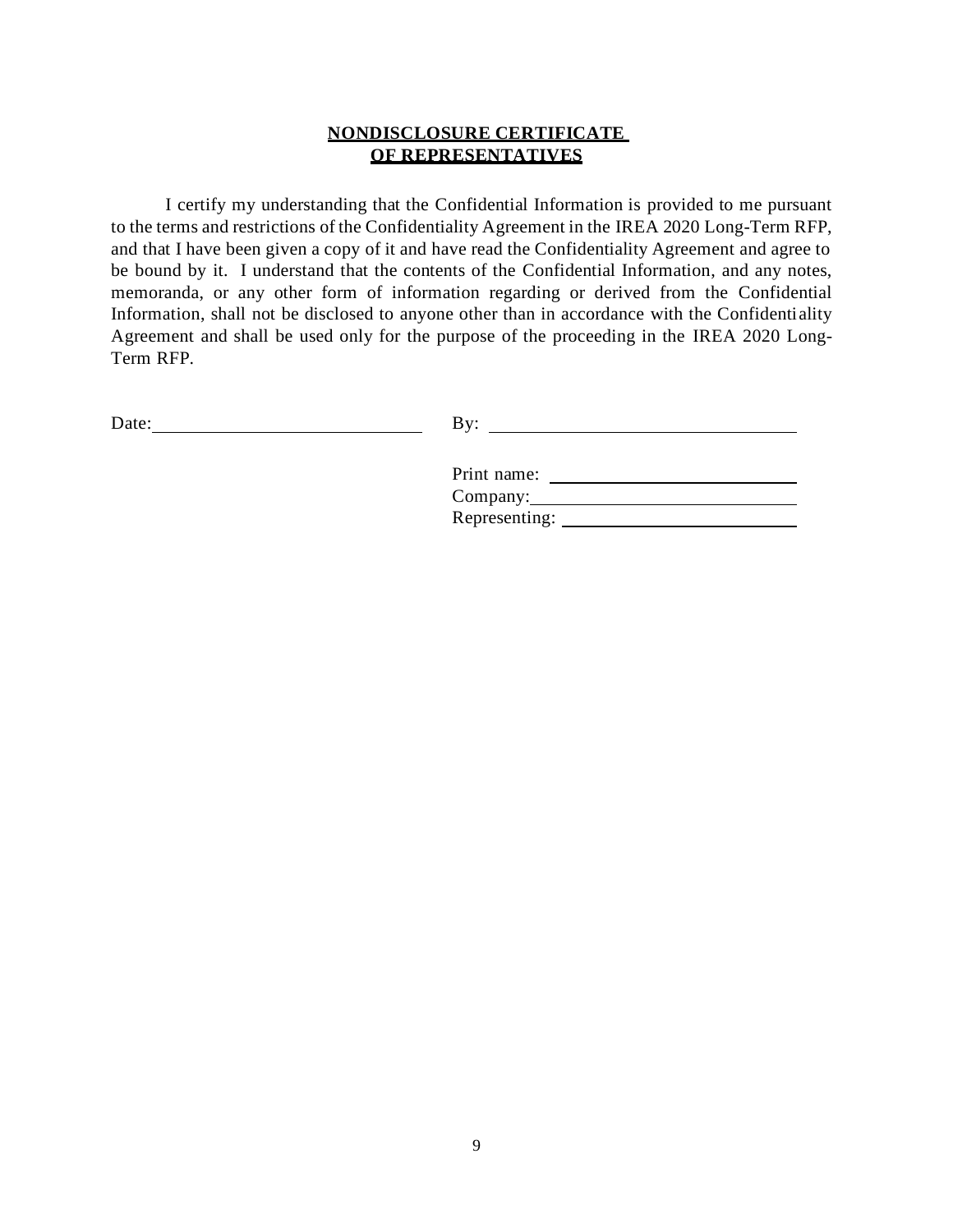**NONDISCLOSURE CERTIFICATE**
**OF REPRESENTATIVES**

I certify my understanding that the Confidential Information is provided to me pursuant to the terms and restrictions of the Confidentiality Agreement in the IREA 2020 Long-Term RFP, and that I have been given a copy of it and have read the Confidentiality Agreement and agree to be bound by it. I understand that the contents of the Confidential Information, and any notes, memoranda, or any other form of information regarding or derived from the Confidential Information, shall not be disclosed to anyone other than in accordance with the Confidentiality Agreement and shall be used only for the purpose of the proceeding in the IREA 2020 Long-Term RFP.

Date:______________________________ By: ___________________________________

Print name: ____________________________

Company:______________________________

Representing: __________________________